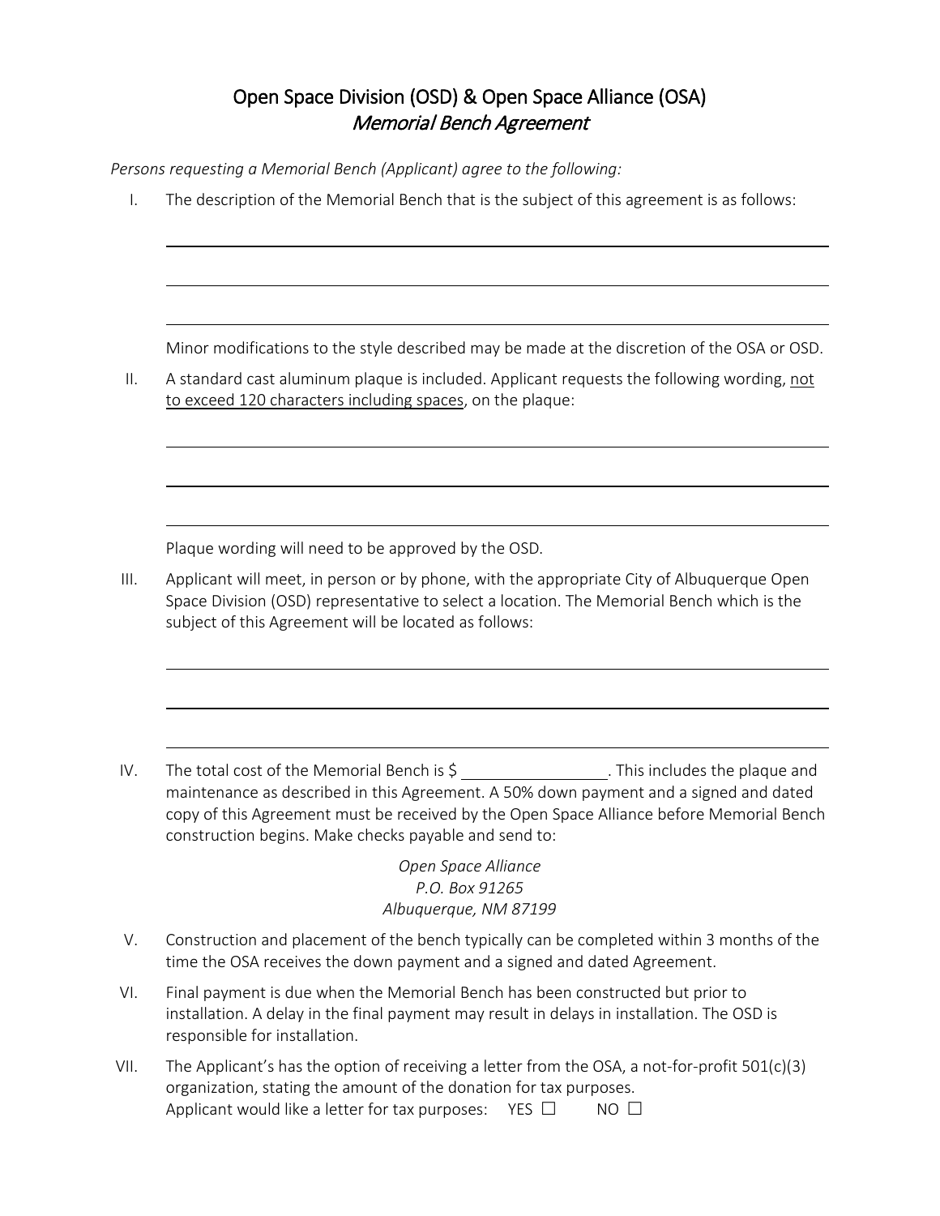# Open Space Division (OSD) & Open Space Alliance (OSA)
## *Memorial Bench Agreement*

*Persons requesting a Memorial Bench (Applicant) agree to the following:*

I. The description of the Memorial Bench that is the subject of this agreement is as follows:

\_\_\_\_\_\_\_\_\_\_\_\_\_\_\_\_\_\_\_\_\_\_\_\_\_\_\_\_\_\_\_\_\_\_\_\_\_\_\_\_\_\_\_\_\_\_\_\_\_\_\_\_\_\_\_\_\_\_\_\_\_\_\_\_\_\_\_\_\_\_

\_\_\_\_\_\_\_\_\_\_\_\_\_\_\_\_\_\_\_\_\_\_\_\_\_\_\_\_\_\_\_\_\_\_\_\_\_\_\_\_\_\_\_\_\_\_\_\_\_\_\_\_\_\_\_\_\_\_\_\_\_\_\_\_\_\_\_\_\_\_

\_\_\_\_\_\_\_\_\_\_\_\_\_\_\_\_\_\_\_\_\_\_\_\_\_\_\_\_\_\_\_\_\_\_\_\_\_\_\_\_\_\_\_\_\_\_\_\_\_\_\_\_\_\_\_\_\_\_\_\_\_\_\_\_\_\_\_\_\_\_

Minor modifications to the style described may be made at the discretion of the OSA or OSD.

II. A standard cast aluminum plaque is included. Applicant requests the following wording, <u>not to exceed 120 characters including spaces</u>, on the plaque:

\_\_\_\_\_\_\_\_\_\_\_\_\_\_\_\_\_\_\_\_\_\_\_\_\_\_\_\_\_\_\_\_\_\_\_\_\_\_\_\_\_\_\_\_\_\_\_\_\_\_\_\_\_\_\_\_\_\_\_\_\_\_\_\_\_\_\_\_\_\_

\_\_\_\_\_\_\_\_\_\_\_\_\_\_\_\_\_\_\_\_\_\_\_\_\_\_\_\_\_\_\_\_\_\_\_\_\_\_\_\_\_\_\_\_\_\_\_\_\_\_\_\_\_\_\_\_\_\_\_\_\_\_\_\_\_\_\_\_\_\_

\_\_\_\_\_\_\_\_\_\_\_\_\_\_\_\_\_\_\_\_\_\_\_\_\_\_\_\_\_\_\_\_\_\_\_\_\_\_\_\_\_\_\_\_\_\_\_\_\_\_\_\_\_\_\_\_\_\_\_\_\_\_\_\_\_\_\_\_\_\_

Plaque wording will need to be approved by the OSD.

III. Applicant will meet, in person or by phone, with the appropriate City of Albuquerque Open Space Division (OSD) representative to select a location. The Memorial Bench which is the subject of this Agreement will be located as follows:

\_\_\_\_\_\_\_\_\_\_\_\_\_\_\_\_\_\_\_\_\_\_\_\_\_\_\_\_\_\_\_\_\_\_\_\_\_\_\_\_\_\_\_\_\_\_\_\_\_\_\_\_\_\_\_\_\_\_\_\_\_\_\_\_\_\_\_\_\_\_

\_\_\_\_\_\_\_\_\_\_\_\_\_\_\_\_\_\_\_\_\_\_\_\_\_\_\_\_\_\_\_\_\_\_\_\_\_\_\_\_\_\_\_\_\_\_\_\_\_\_\_\_\_\_\_\_\_\_\_\_\_\_\_\_\_\_\_\_\_\_

\_\_\_\_\_\_\_\_\_\_\_\_\_\_\_\_\_\_\_\_\_\_\_\_\_\_\_\_\_\_\_\_\_\_\_\_\_\_\_\_\_\_\_\_\_\_\_\_\_\_\_\_\_\_\_\_\_\_\_\_\_\_\_\_\_\_\_\_\_\_

IV. The total cost of the Memorial Bench is $ \_\_\_\_\_\_\_\_\_\_\_\_\_\_\_\_. This includes the plaque and maintenance as described in this Agreement. A 50% down payment and a signed and dated copy of this Agreement must be received by the Open Space Alliance before Memorial Bench construction begins. Make checks payable and send to:

*Open Space Alliance*
*P.O. Box 91265*
*Albuquerque, NM 87199*

V. Construction and placement of the bench typically can be completed within 3 months of the time the OSA receives the down payment and a signed and dated Agreement.

VI. Final payment is due when the Memorial Bench has been constructed but prior to installation. A delay in the final payment may result in delays in installation. The OSD is responsible for installation.

VII. The Applicant's has the option of receiving a letter from the OSA, a not-for-profit 501(c)(3) organization, stating the amount of the donation for tax purposes.
Applicant would like a letter for tax purposes: YES ☐ NO ☐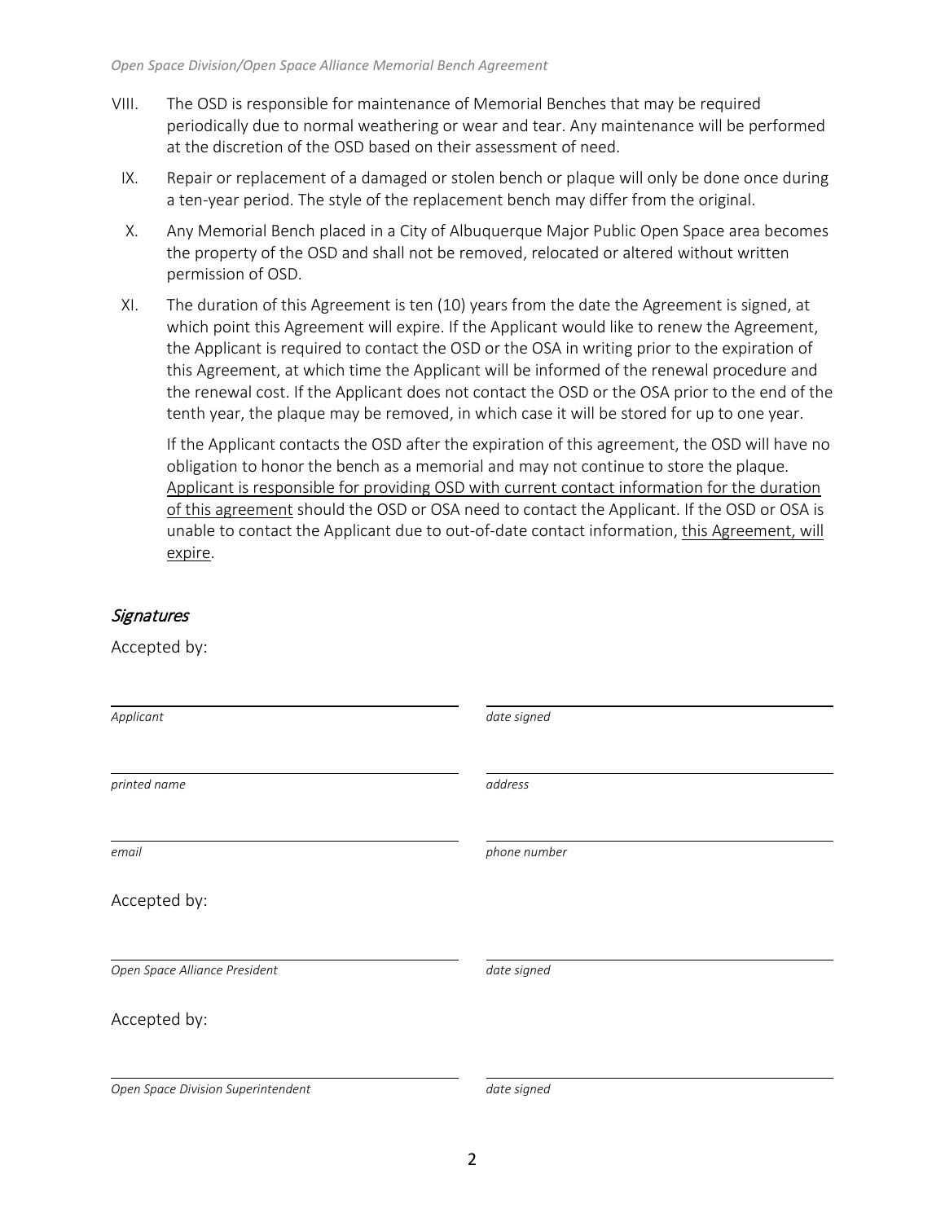VIII. The OSD is responsible for maintenance of Memorial Benches that may be required periodically due to normal weathering or wear and tear. Any maintenance will be performed at the discretion of the OSD based on their assessment of need.

IX. Repair or replacement of a damaged or stolen bench or plaque will only be done once during a ten-year period. The style of the replacement bench may differ from the original.

X. Any Memorial Bench placed in a City of Albuquerque Major Public Open Space area becomes the property of the OSD and shall not be removed, relocated or altered without written permission of OSD.

XI. The duration of this Agreement is ten (10) years from the date the Agreement is signed, at which point this Agreement will expire. If the Applicant would like to renew the Agreement, the Applicant is required to contact the OSD or the OSA in writing prior to the expiration of this Agreement, at which time the Applicant will be informed of the renewal procedure and the renewal cost. If the Applicant does not contact the OSD or the OSA prior to the end of the tenth year, the plaque may be removed, in which case it will be stored for up to one year.

   If the Applicant contacts the OSD after the expiration of this agreement, the OSD will have no obligation to honor the bench as a memorial and may not continue to store the plaque. <u>Applicant is responsible for providing OSD with current contact information for the duration of this agreement</u> should the OSD or OSA need to contact the Applicant. If the OSD or OSA is unable to contact the Applicant due to out-of-date contact information, <u>this Agreement, will expire</u>.

## *Signatures*

Accepted by:

| | |
|---|---|
| _______________________ | _______________________ |
| *Applicant* | *date signed* |
| _______________________ | _______________________ |
| *printed name* | *address* |
| _______________________ | _______________________ |
| *email* | *phone number* |

Accepted by:

| | |
|---|---|
| _______________________ | _______________________ |
| *Open Space Alliance President* | *date signed* |

Accepted by:

| | |
|---|---|
| _______________________ | _______________________ |
| *Open Space Division Superintendent* | *date signed* |